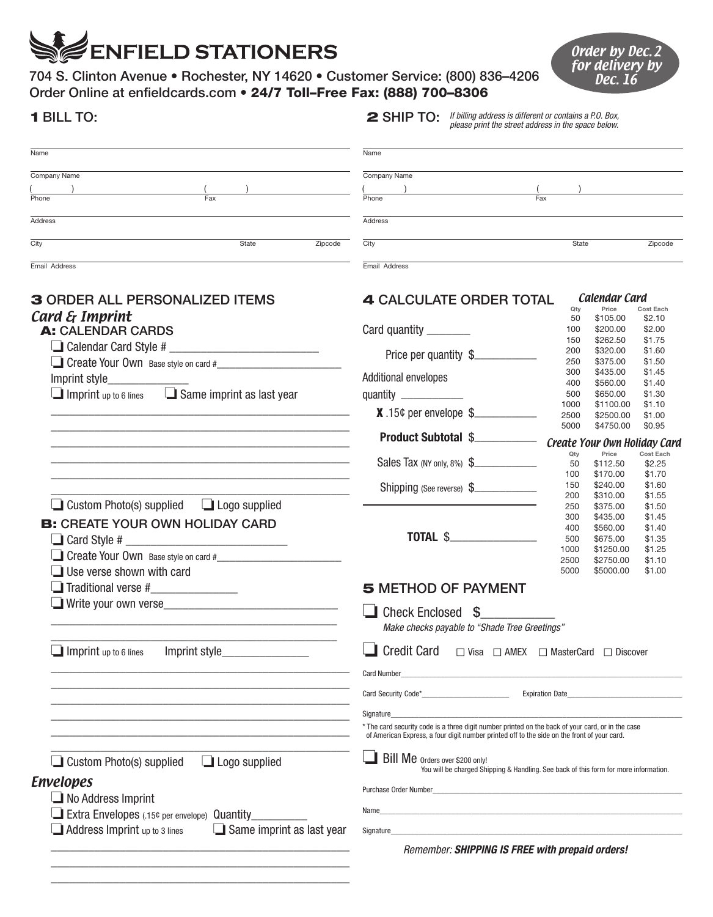# ENFIELD STATIONERS

704 S. Clinton Avenue • Rochester, NY 14620 • Customer Service: (800) 836–4206
Order Online at enfieldcards.com • **24/7 Toll–Free Fax: (888) 700–8306**

*Order by Dec. 2 for delivery by Dec. 16*

## 1 BILL TO:

Name

Company Name

( ) Phone ( ) Fax

Address

City State Zipcode

Email Address

## 2 SHIP TO:

*If billing address is different or contains a P.O. Box, please print the street address in the space below.*

Name

Company Name

( ) Phone ( ) Fax

Address

City State Zipcode

Email Address

## 3 ORDER ALL PERSONALIZED ITEMS

### *Card & Imprint*

**A: CALENDAR CARDS**

❑ Calendar Card Style # ____________________

❑ Create Your Own Base style on card #____________________

Imprint style____________

❑ Imprint up to 6 lines ❑ Same imprint as last year

____________________________________________

____________________________________________

____________________________________________

____________________________________________

____________________________________________

____________________________________________

❑ Custom Photo(s) supplied ❑ Logo supplied

**B: CREATE YOUR OWN HOLIDAY CARD**

❑ Card Style # ____________________

❑ Create Your Own Base style on card #____________________

❑ Use verse shown with card

❑ Traditional verse #____________

❑ Write your own verse________________________

____________________________________________

____________________________________________

❑ Imprint up to 6 lines Imprint style____________

____________________________________________

____________________________________________

____________________________________________

____________________________________________

____________________________________________

____________________________________________

❑ Custom Photo(s) supplied ❑ Logo supplied

### *Envelopes*

❑ No Address Imprint

❑ Extra Envelopes (.15¢ per envelope) Quantity________

❑ Address Imprint up to 3 lines ❑ Same imprint as last year

____________________________________________

____________________________________________

____________________________________________

## 4 CALCULATE ORDER TOTAL

Card quantity ________

Price per quantity $__________

Additional envelopes quantity __________

**X** .15¢ per envelope $__________

**Product Subtotal** $__________

Sales Tax (NY only, 8%) $__________

Shipping (See reverse) $__________

**TOTAL** $______________

*Calendar Card*

| Qty | Price | Cost Each |
|---|---|---|
| 50 | $105.00 | $2.10 |
| 100 | $200.00 | $2.00 |
| 150 | $262.50 | $1.75 |
| 200 | $320.00 | $1.60 |
| 250 | $375.00 | $1.50 |
| 300 | $435.00 | $1.45 |
| 400 | $560.00 | $1.40 |
| 500 | $650.00 | $1.30 |
| 1000 | $1100.00 | $1.10 |
| 2500 | $2500.00 | $1.00 |
| 5000 | $4750.00 | $0.95 |

*Create Your Own Holiday Card*

| Qty | Price | Cost Each |
|---|---|---|
| 50 | $112.50 | $2.25 |
| 100 | $170.00 | $1.70 |
| 150 | $240.00 | $1.60 |
| 200 | $310.00 | $1.55 |
| 250 | $375.00 | $1.50 |
| 300 | $435.00 | $1.45 |
| 400 | $560.00 | $1.40 |
| 500 | $675.00 | $1.35 |
| 1000 | $1250.00 | $1.25 |
| 2500 | $2750.00 | $1.10 |
| 5000 | $5000.00 | $1.00 |

## 5 METHOD OF PAYMENT

❑ Check Enclosed $__________

*Make checks payable to "Shade Tree Greetings"*

❑ Credit Card ☐ Visa ☐ AMEX ☐ MasterCard ☐ Discover

Card Number________________________________

Card Security Code*________________ Expiration Date________________

Signature________________________________

\* The card security code is a three digit number printed on the back of your card, or in the case of American Express, a four digit number printed off to the side on the front of your card.

❑ Bill Me Orders over $200 only!
You will be charged Shipping & Handling. See back of this form for more information.

Purchase Order Number________________________________

Name________________________________

Signature________________________________

*Remember: **SHIPPING IS FREE with prepaid orders!***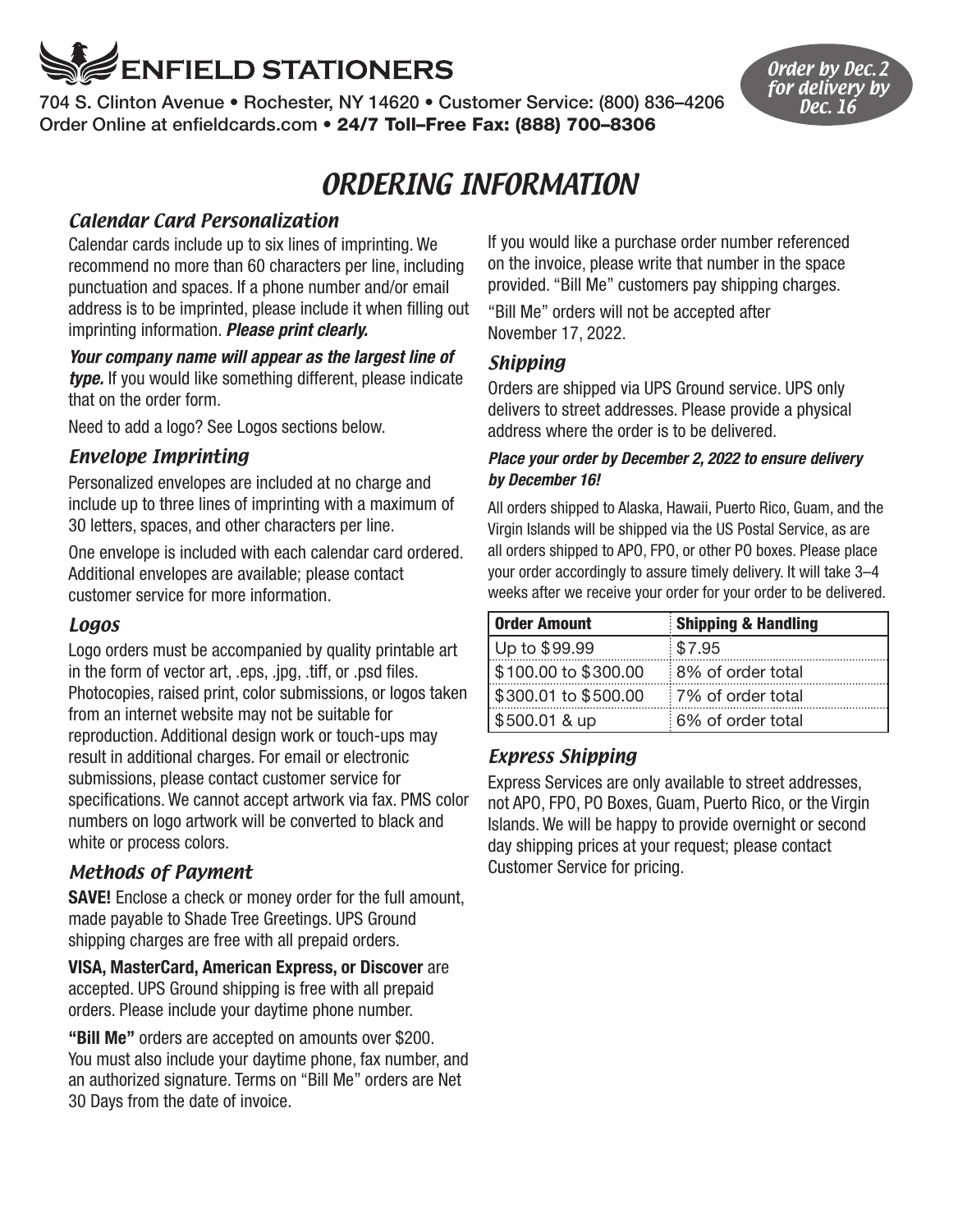# ENFIELD STATIONERS

704 S. Clinton Avenue • Rochester, NY 14620 • Customer Service: (800) 836–4206
Order Online at enfieldcards.com • **24/7 Toll–Free Fax: (888) 700–8306**

*Order by Dec. 2 for delivery by Dec. 16*

# ORDERING INFORMATION

## Calendar Card Personalization

Calendar cards include up to six lines of imprinting. We recommend no more than 60 characters per line, including punctuation and spaces. If a phone number and/or email address is to be imprinted, please include it when filling out imprinting information. ***Please print clearly.***

***Your company name will appear as the largest line of type.*** If you would like something different, please indicate that on the order form.

Need to add a logo? See Logos sections below.

## Envelope Imprinting

Personalized envelopes are included at no charge and include up to three lines of imprinting with a maximum of 30 letters, spaces, and other characters per line.

One envelope is included with each calendar card ordered. Additional envelopes are available; please contact customer service for more information.

## Logos

Logo orders must be accompanied by quality printable art in the form of vector art, .eps, .jpg, .tiff, or .psd files. Photocopies, raised print, color submissions, or logos taken from an internet website may not be suitable for reproduction. Additional design work or touch-ups may result in additional charges. For email or electronic submissions, please contact customer service for specifications. We cannot accept artwork via fax. PMS color numbers on logo artwork will be converted to black and white or process colors.

## Methods of Payment

**SAVE!** Enclose a check or money order for the full amount, made payable to Shade Tree Greetings. UPS Ground shipping charges are free with all prepaid orders.

**VISA, MasterCard, American Express, or Discover** are accepted. UPS Ground shipping is free with all prepaid orders. Please include your daytime phone number.

**"Bill Me"** orders are accepted on amounts over $200. You must also include your daytime phone, fax number, and an authorized signature. Terms on "Bill Me" orders are Net 30 Days from the date of invoice.

If you would like a purchase order number referenced on the invoice, please write that number in the space provided. "Bill Me" customers pay shipping charges.

"Bill Me" orders will not be accepted after November 17, 2022.

## Shipping

Orders are shipped via UPS Ground service. UPS only delivers to street addresses. Please provide a physical address where the order is to be delivered.

***Place your order by December 2, 2022 to ensure delivery by December 16!***

All orders shipped to Alaska, Hawaii, Puerto Rico, Guam, and the Virgin Islands will be shipped via the US Postal Service, as are all orders shipped to APO, FPO, or other PO boxes. Please place your order accordingly to assure timely delivery. It will take 3–4 weeks after we receive your order for your order to be delivered.

| Order Amount | Shipping & Handling |
|---|---|
| Up to $99.99 | $7.95 |
| $100.00 to $300.00 | 8% of order total |
| $300.01 to $500.00 | 7% of order total |
| $500.01 & up | 6% of order total |

## Express Shipping

Express Services are only available to street addresses, not APO, FPO, PO Boxes, Guam, Puerto Rico, or the Virgin Islands. We will be happy to provide overnight or second day shipping prices at your request; please contact Customer Service for pricing.